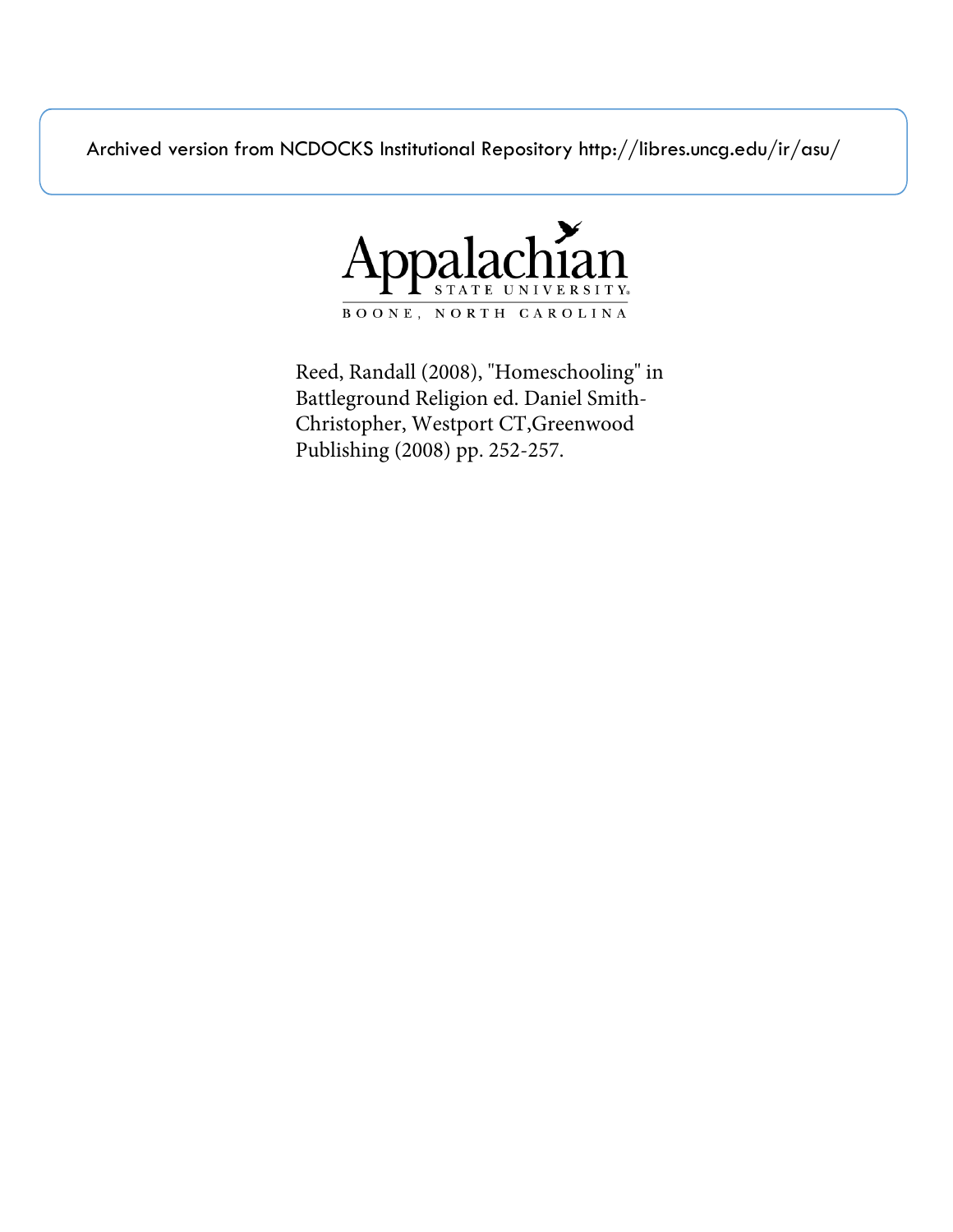Archived version from NCDOCKS Institutional Repository http://libres.uncg.edu/ir/asu/

Appalachian
STATE UNIVERSITY
BOONE, NORTH CAROLINA

Reed, Randall (2008), "Homeschooling" in Battleground Religion ed. Daniel Smith-Christopher, Westport CT,Greenwood Publishing (2008) pp. 252-257.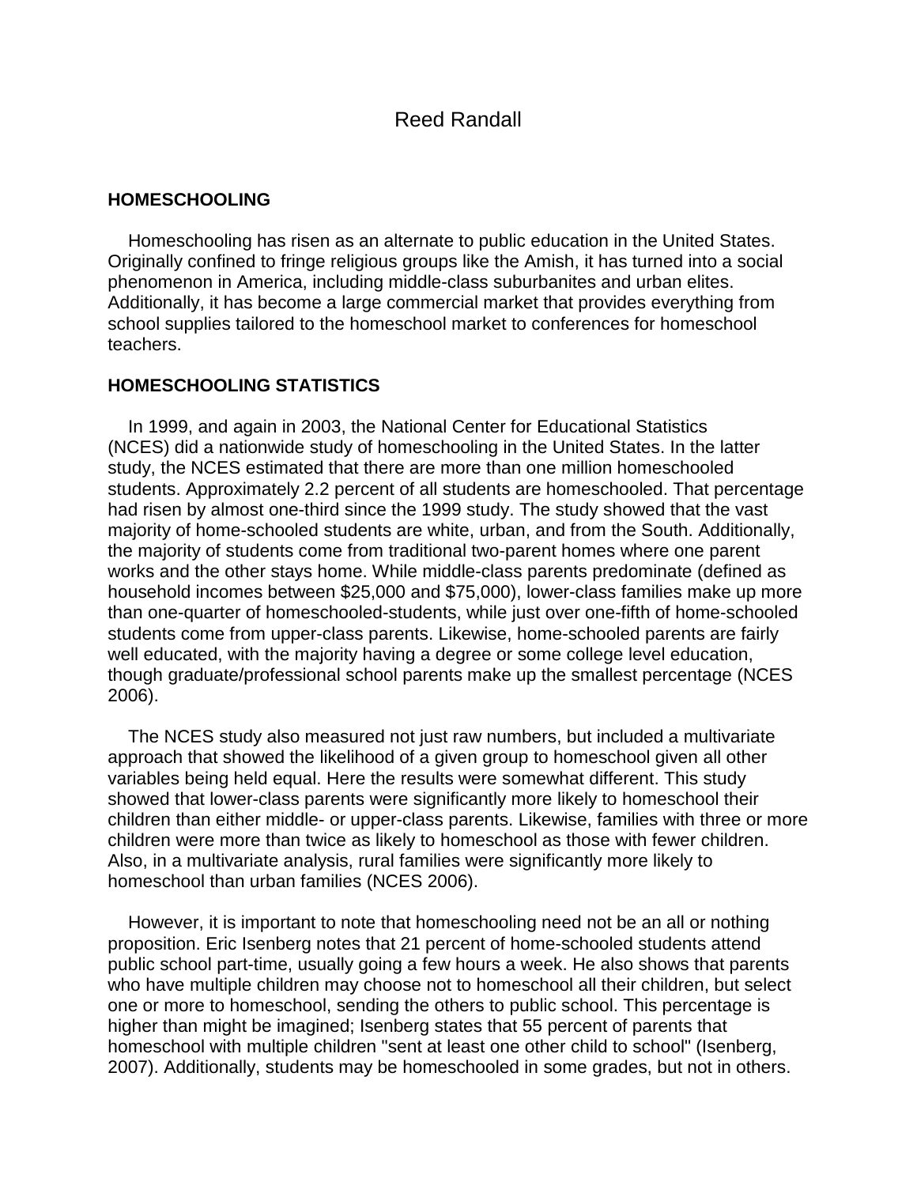Reed Randall

## HOMESCHOOLING

Homeschooling has risen as an alternate to public education in the United States. Originally confined to fringe religious groups like the Amish, it has turned into a social phenomenon in America, including middle-class suburbanites and urban elites. Additionally, it has become a large commercial market that provides everything from school supplies tailored to the homeschool market to conferences for homeschool teachers.

## HOMESCHOOLING STATISTICS

In 1999, and again in 2003, the National Center for Educational Statistics (NCES) did a nationwide study of homeschooling in the United States. In the latter study, the NCES estimated that there are more than one million homeschooled students. Approximately 2.2 percent of all students are homeschooled. That percentage had risen by almost one-third since the 1999 study. The study showed that the vast majority of home-schooled students are white, urban, and from the South. Additionally, the majority of students come from traditional two-parent homes where one parent works and the other stays home. While middle-class parents predominate (defined as household incomes between $25,000 and $75,000), lower-class families make up more than one-quarter of homeschooled-students, while just over one-fifth of home-schooled students come from upper-class parents. Likewise, home-schooled parents are fairly well educated, with the majority having a degree or some college level education, though graduate/professional school parents make up the smallest percentage (NCES 2006).

The NCES study also measured not just raw numbers, but included a multivariate approach that showed the likelihood of a given group to homeschool given all other variables being held equal. Here the results were somewhat different. This study showed that lower-class parents were significantly more likely to homeschool their children than either middle- or upper-class parents. Likewise, families with three or more children were more than twice as likely to homeschool as those with fewer children. Also, in a multivariate analysis, rural families were significantly more likely to homeschool than urban families (NCES 2006).

However, it is important to note that homeschooling need not be an all or nothing proposition. Eric Isenberg notes that 21 percent of home-schooled students attend public school part-time, usually going a few hours a week. He also shows that parents who have multiple children may choose not to homeschool all their children, but select one or more to homeschool, sending the others to public school. This percentage is higher than might be imagined; Isenberg states that 55 percent of parents that homeschool with multiple children "sent at least one other child to school" (Isenberg, 2007). Additionally, students may be homeschooled in some grades, but not in others.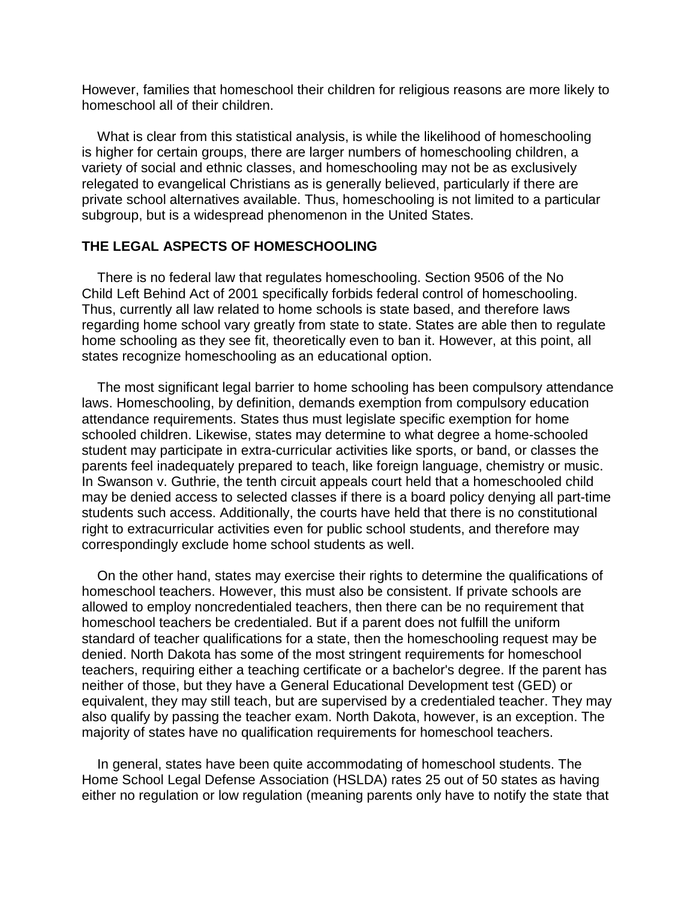However, families that homeschool their children for religious reasons are more likely to homeschool all of their children.

What is clear from this statistical analysis, is while the likelihood of homeschooling is higher for certain groups, there are larger numbers of homeschooling children, a variety of social and ethnic classes, and homeschooling may not be as exclusively relegated to evangelical Christians as is generally believed, particularly if there are private school alternatives available. Thus, homeschooling is not limited to a particular subgroup, but is a widespread phenomenon in the United States.

## THE LEGAL ASPECTS OF HOMESCHOOLING

There is no federal law that regulates homeschooling. Section 9506 of the No Child Left Behind Act of 2001 specifically forbids federal control of homeschooling. Thus, currently all law related to home schools is state based, and therefore laws regarding home school vary greatly from state to state. States are able then to regulate home schooling as they see fit, theoretically even to ban it. However, at this point, all states recognize homeschooling as an educational option.

The most significant legal barrier to home schooling has been compulsory attendance laws. Homeschooling, by definition, demands exemption from compulsory education attendance requirements. States thus must legislate specific exemption for home schooled children. Likewise, states may determine to what degree a home-schooled student may participate in extra-curricular activities like sports, or band, or classes the parents feel inadequately prepared to teach, like foreign language, chemistry or music. In Swanson v. Guthrie, the tenth circuit appeals court held that a homeschooled child may be denied access to selected classes if there is a board policy denying all part-time students such access. Additionally, the courts have held that there is no constitutional right to extracurricular activities even for public school students, and therefore may correspondingly exclude home school students as well.

On the other hand, states may exercise their rights to determine the qualifications of homeschool teachers. However, this must also be consistent. If private schools are allowed to employ noncredentialed teachers, then there can be no requirement that homeschool teachers be credentialed. But if a parent does not fulfill the uniform standard of teacher qualifications for a state, then the homeschooling request may be denied. North Dakota has some of the most stringent requirements for homeschool teachers, requiring either a teaching certificate or a bachelor's degree. If the parent has neither of those, but they have a General Educational Development test (GED) or equivalent, they may still teach, but are supervised by a credentialed teacher. They may also qualify by passing the teacher exam. North Dakota, however, is an exception. The majority of states have no qualification requirements for homeschool teachers.

In general, states have been quite accommodating of homeschool students. The Home School Legal Defense Association (HSLDA) rates 25 out of 50 states as having either no regulation or low regulation (meaning parents only have to notify the state that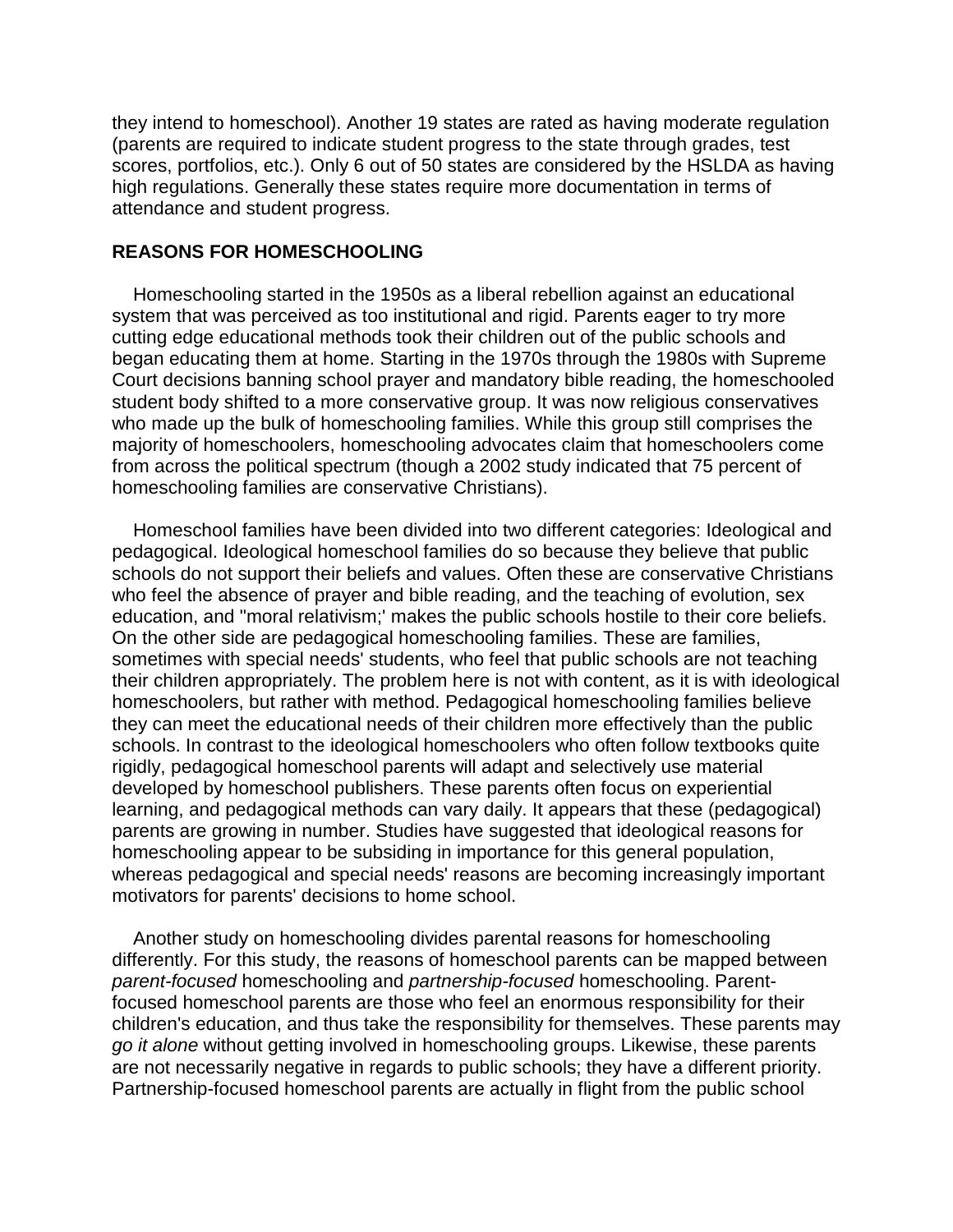they intend to homeschool). Another 19 states are rated as having moderate regulation (parents are required to indicate student progress to the state through grades, test scores, portfolios, etc.). Only 6 out of 50 states are considered by the HSLDA as having high regulations. Generally these states require more documentation in terms of attendance and student progress.

**REASONS FOR HOMESCHOOLING**

Homeschooling started in the 1950s as a liberal rebellion against an educational system that was perceived as too institutional and rigid. Parents eager to try more cutting edge educational methods took their children out of the public schools and began educating them at home. Starting in the 1970s through the 1980s with Supreme Court decisions banning school prayer and mandatory bible reading, the homeschooled student body shifted to a more conservative group. It was now religious conservatives who made up the bulk of homeschooling families. While this group still comprises the majority of homeschoolers, homeschooling advocates claim that homeschoolers come from across the political spectrum (though a 2002 study indicated that 75 percent of homeschooling families are conservative Christians).

Homeschool families have been divided into two different categories: Ideological and pedagogical. Ideological homeschool families do so because they believe that public schools do not support their beliefs and values. Often these are conservative Christians who feel the absence of prayer and bible reading, and the teaching of evolution, sex education, and "moral relativism;' makes the public schools hostile to their core beliefs. On the other side are pedagogical homeschooling families. These are families, sometimes with special needs' students, who feel that public schools are not teaching their children appropriately. The problem here is not with content, as it is with ideological homeschoolers, but rather with method. Pedagogical homeschooling families believe they can meet the educational needs of their children more effectively than the public schools. In contrast to the ideological homeschoolers who often follow textbooks quite rigidly, pedagogical homeschool parents will adapt and selectively use material developed by homeschool publishers. These parents often focus on experiential learning, and pedagogical methods can vary daily. It appears that these (pedagogical) parents are growing in number. Studies have suggested that ideological reasons for homeschooling appear to be subsiding in importance for this general population, whereas pedagogical and special needs' reasons are becoming increasingly important motivators for parents' decisions to home school.

Another study on homeschooling divides parental reasons for homeschooling differently. For this study, the reasons of homeschool parents can be mapped between *parent-focused* homeschooling and *partnership-focused* homeschooling. Parent-focused homeschool parents are those who feel an enormous responsibility for their children's education, and thus take the responsibility for themselves. These parents may *go it alone* without getting involved in homeschooling groups. Likewise, these parents are not necessarily negative in regards to public schools; they have a different priority. Partnership-focused homeschool parents are actually in flight from the public school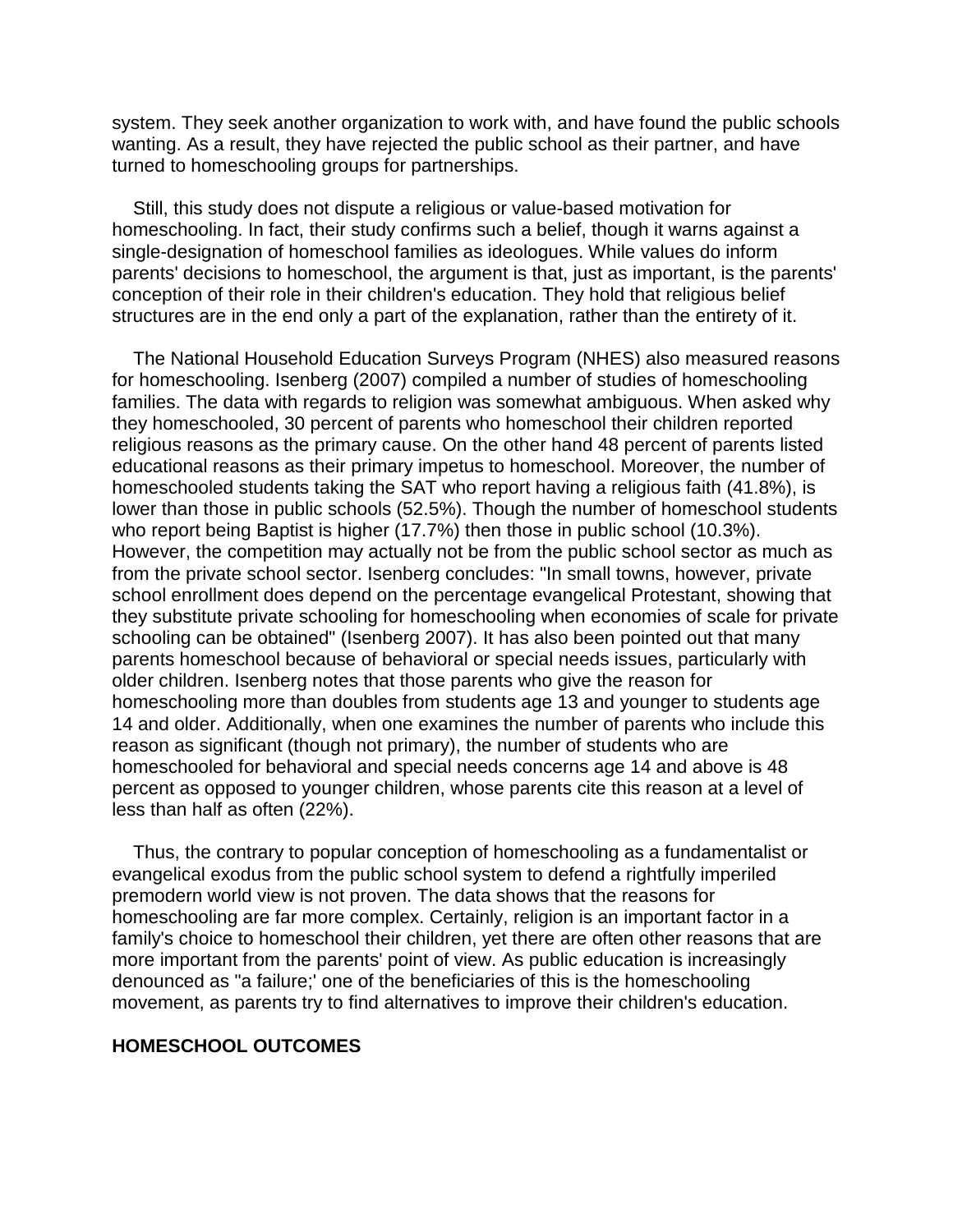system. They seek another organization to work with, and have found the public schools wanting. As a result, they have rejected the public school as their partner, and have turned to homeschooling groups for partnerships.

Still, this study does not dispute a religious or value-based motivation for homeschooling. In fact, their study confirms such a belief, though it warns against a single-designation of homeschool families as ideologues. While values do inform parents' decisions to homeschool, the argument is that, just as important, is the parents' conception of their role in their children's education. They hold that religious belief structures are in the end only a part of the explanation, rather than the entirety of it.

The National Household Education Surveys Program (NHES) also measured reasons for homeschooling. Isenberg (2007) compiled a number of studies of homeschooling families. The data with regards to religion was somewhat ambiguous. When asked why they homeschooled, 30 percent of parents who homeschool their children reported religious reasons as the primary cause. On the other hand 48 percent of parents listed educational reasons as their primary impetus to homeschool. Moreover, the number of homeschooled students taking the SAT who report having a religious faith (41.8%), is lower than those in public schools (52.5%). Though the number of homeschool students who report being Baptist is higher (17.7%) then those in public school (10.3%). However, the competition may actually not be from the public school sector as much as from the private school sector. Isenberg concludes: "In small towns, however, private school enrollment does depend on the percentage evangelical Protestant, showing that they substitute private schooling for homeschooling when economies of scale for private schooling can be obtained" (Isenberg 2007). It has also been pointed out that many parents homeschool because of behavioral or special needs issues, particularly with older children. Isenberg notes that those parents who give the reason for homeschooling more than doubles from students age 13 and younger to students age 14 and older. Additionally, when one examines the number of parents who include this reason as significant (though not primary), the number of students who are homeschooled for behavioral and special needs concerns age 14 and above is 48 percent as opposed to younger children, whose parents cite this reason at a level of less than half as often (22%).

Thus, the contrary to popular conception of homeschooling as a fundamentalist or evangelical exodus from the public school system to defend a rightfully imperiled premodern world view is not proven. The data shows that the reasons for homeschooling are far more complex. Certainly, religion is an important factor in a family's choice to homeschool their children, yet there are often other reasons that are more important from the parents' point of view. As public education is increasingly denounced as "a failure;' one of the beneficiaries of this is the homeschooling movement, as parents try to find alternatives to improve their children's education.

## HOMESCHOOL OUTCOMES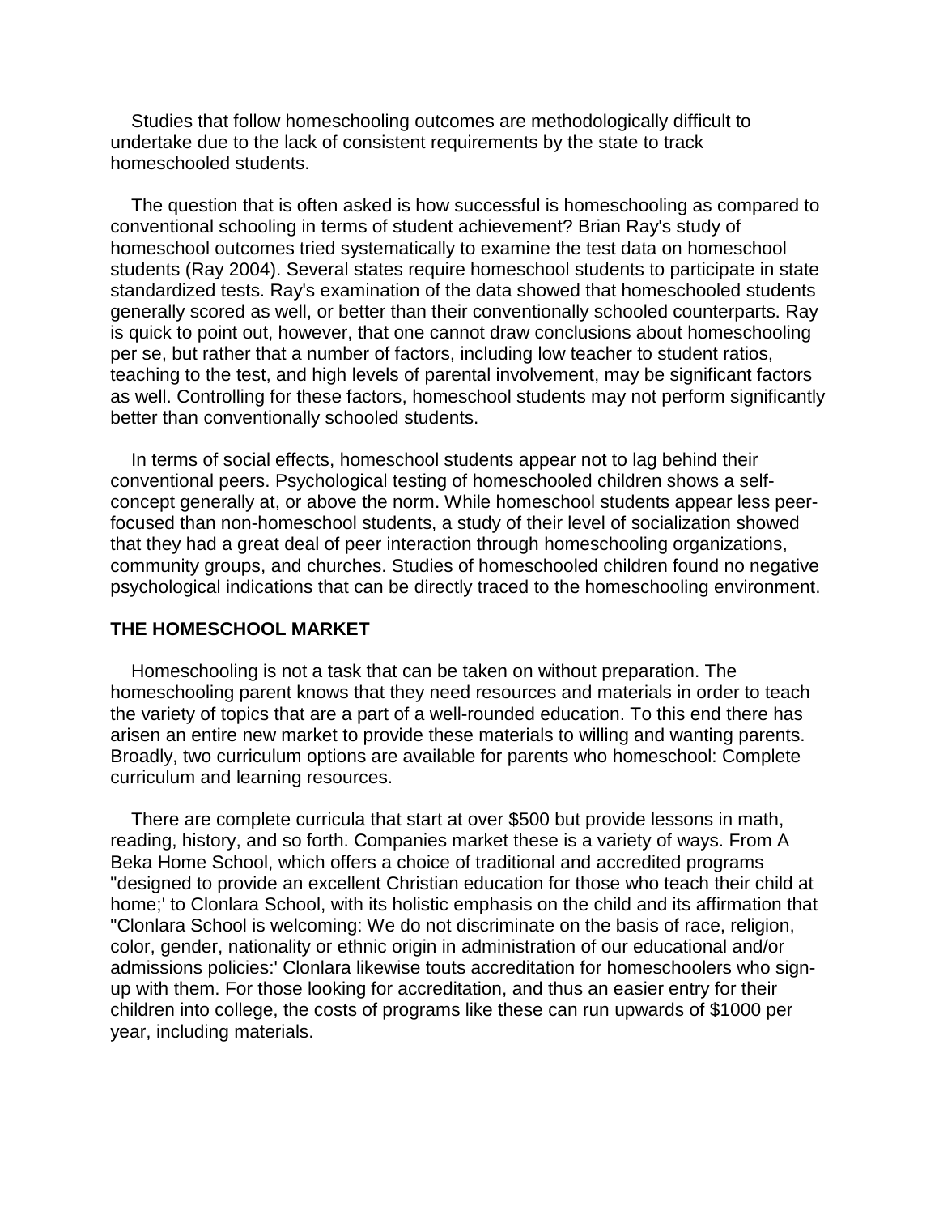Studies that follow homeschooling outcomes are methodologically difficult to undertake due to the lack of consistent requirements by the state to track homeschooled students.

The question that is often asked is how successful is homeschooling as compared to conventional schooling in terms of student achievement? Brian Ray's study of homeschool outcomes tried systematically to examine the test data on homeschool students (Ray 2004). Several states require homeschool students to participate in state standardized tests. Ray's examination of the data showed that homeschooled students generally scored as well, or better than their conventionally schooled counterparts. Ray is quick to point out, however, that one cannot draw conclusions about homeschooling per se, but rather that a number of factors, including low teacher to student ratios, teaching to the test, and high levels of parental involvement, may be significant factors as well. Controlling for these factors, homeschool students may not perform significantly better than conventionally schooled students.

In terms of social effects, homeschool students appear not to lag behind their conventional peers. Psychological testing of homeschooled children shows a self-concept generally at, or above the norm. While homeschool students appear less peer-focused than non-homeschool students, a study of their level of socialization showed that they had a great deal of peer interaction through homeschooling organizations, community groups, and churches. Studies of homeschooled children found no negative psychological indications that can be directly traced to the homeschooling environment.

## THE HOMESCHOOL MARKET

Homeschooling is not a task that can be taken on without preparation. The homeschooling parent knows that they need resources and materials in order to teach the variety of topics that are a part of a well-rounded education. To this end there has arisen an entire new market to provide these materials to willing and wanting parents. Broadly, two curriculum options are available for parents who homeschool: Complete curriculum and learning resources.

There are complete curricula that start at over $500 but provide lessons in math, reading, history, and so forth. Companies market these is a variety of ways. From A Beka Home School, which offers a choice of traditional and accredited programs "designed to provide an excellent Christian education for those who teach their child at home;' to Clonlara School, with its holistic emphasis on the child and its affirmation that "Clonlara School is welcoming: We do not discriminate on the basis of race, religion, color, gender, nationality or ethnic origin in administration of our educational and/or admissions policies:' Clonlara likewise touts accreditation for homeschoolers who sign-up with them. For those looking for accreditation, and thus an easier entry for their children into college, the costs of programs like these can run upwards of $1000 per year, including materials.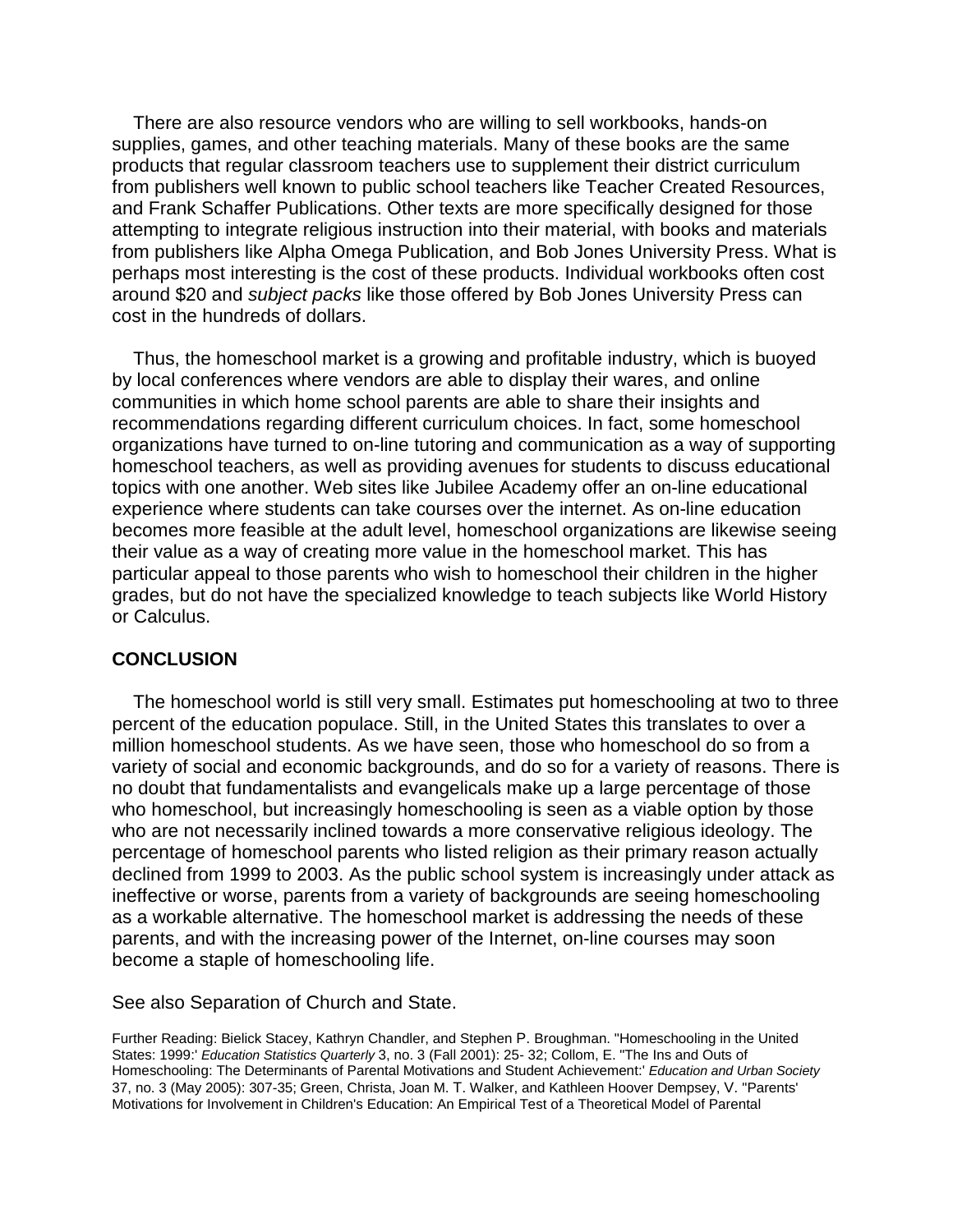There are also resource vendors who are willing to sell workbooks, hands-on supplies, games, and other teaching materials. Many of these books are the same products that regular classroom teachers use to supplement their district curriculum from publishers well known to public school teachers like Teacher Created Resources, and Frank Schaffer Publications. Other texts are more specifically designed for those attempting to integrate religious instruction into their material, with books and materials from publishers like Alpha Omega Publication, and Bob Jones University Press. What is perhaps most interesting is the cost of these products. Individual workbooks often cost around $20 and *subject packs* like those offered by Bob Jones University Press can cost in the hundreds of dollars.

Thus, the homeschool market is a growing and profitable industry, which is buoyed by local conferences where vendors are able to display their wares, and online communities in which home school parents are able to share their insights and recommendations regarding different curriculum choices. In fact, some homeschool organizations have turned to on-line tutoring and communication as a way of supporting homeschool teachers, as well as providing avenues for students to discuss educational topics with one another. Web sites like Jubilee Academy offer an on-line educational experience where students can take courses over the internet. As on-line education becomes more feasible at the adult level, homeschool organizations are likewise seeing their value as a way of creating more value in the homeschool market. This has particular appeal to those parents who wish to homeschool their children in the higher grades, but do not have the specialized knowledge to teach subjects like World History or Calculus.

## CONCLUSION

The homeschool world is still very small. Estimates put homeschooling at two to three percent of the education populace. Still, in the United States this translates to over a million homeschool students. As we have seen, those who homeschool do so from a variety of social and economic backgrounds, and do so for a variety of reasons. There is no doubt that fundamentalists and evangelicals make up a large percentage of those who homeschool, but increasingly homeschooling is seen as a viable option by those who are not necessarily inclined towards a more conservative religious ideology. The percentage of homeschool parents who listed religion as their primary reason actually declined from 1999 to 2003. As the public school system is increasingly under attack as ineffective or worse, parents from a variety of backgrounds are seeing homeschooling as a workable alternative. The homeschool market is addressing the needs of these parents, and with the increasing power of the Internet, on-line courses may soon become a staple of homeschooling life.

See also Separation of Church and State.

Further Reading: Bielick Stacey, Kathryn Chandler, and Stephen P. Broughman. "Homeschooling in the United States: 1999:' *Education Statistics Quarterly* 3, no. 3 (Fall 2001): 25- 32; Collom, E. "The Ins and Outs of Homeschooling: The Determinants of Parental Motivations and Student Achievement:' *Education and Urban Society* 37, no. 3 (May 2005): 307-35; Green, Christa, Joan M. T. Walker, and Kathleen Hoover Dempsey, V. "Parents' Motivations for Involvement in Children's Education: An Empirical Test of a Theoretical Model of Parental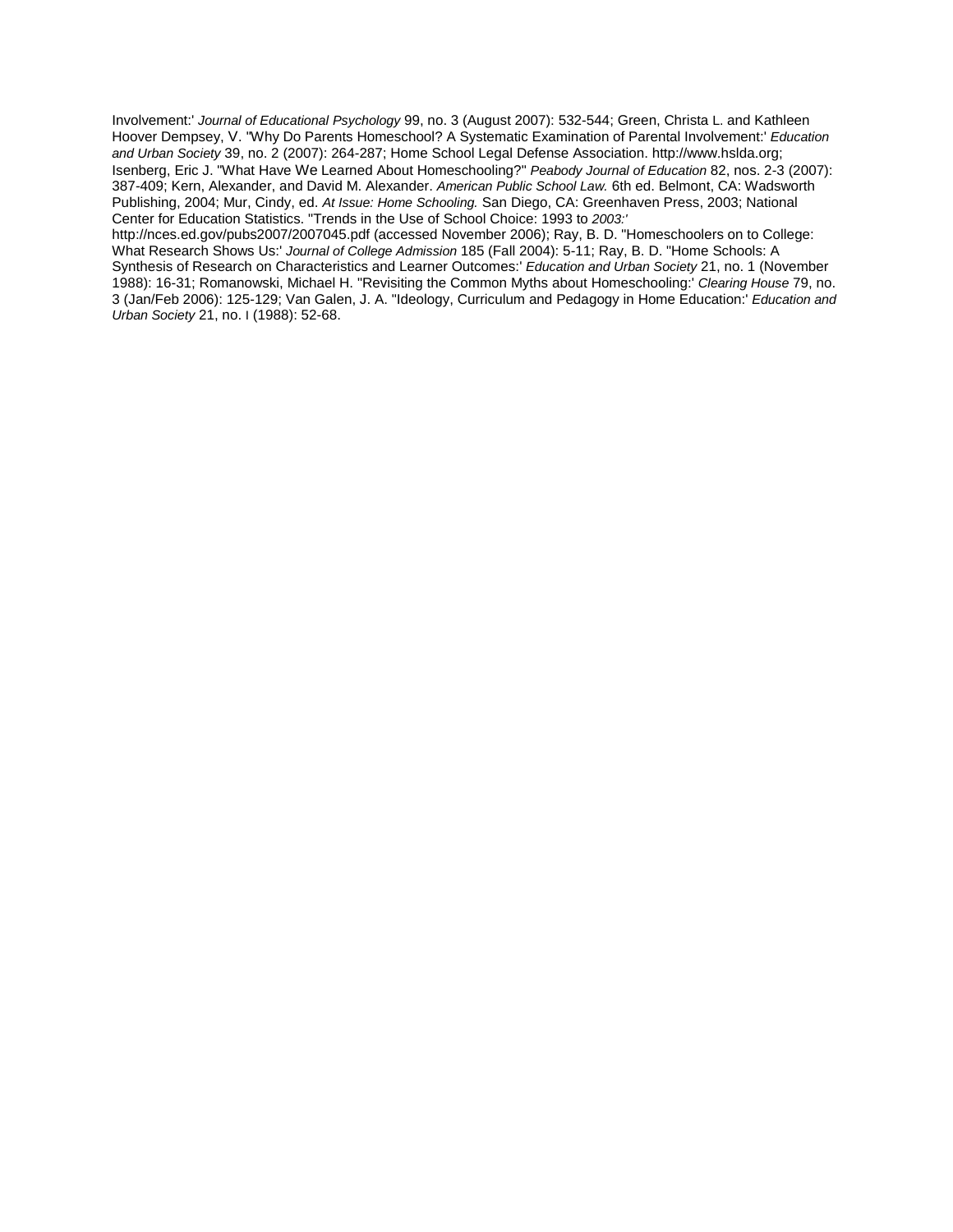Involvement:' *Journal of Educational Psychology* 99, no. 3 (August 2007): 532-544; Green, Christa L. and Kathleen Hoover Dempsey, V. "Why Do Parents Homeschool? A Systematic Examination of Parental Involvement:' *Education and Urban Society* 39, no. 2 (2007): 264-287; Home School Legal Defense Association. http://www.hslda.org; Isenberg, Eric J. "What Have We Learned About Homeschooling?" *Peabody Journal of Education* 82, nos. 2-3 (2007): 387-409; Kern, Alexander, and David M. Alexander. *American Public School Law.* 6th ed. Belmont, CA: Wadsworth Publishing, 2004; Mur, Cindy, ed. *At Issue: Home Schooling.* San Diego, CA: Greenhaven Press, 2003; National Center for Education Statistics. "Trends in the Use of School Choice: 1993 to *2003:'* http://nces.ed.gov/pubs2007/2007045.pdf (accessed November 2006); Ray, B. D. "Homeschoolers on to College: What Research Shows Us:' *Journal of College Admission* 185 (Fall 2004): 5-11; Ray, B. D. "Home Schools: A Synthesis of Research on Characteristics and Learner Outcomes:' *Education and Urban Society* 21, no. 1 (November 1988): 16-31; Romanowski, Michael H. "Revisiting the Common Myths about Homeschooling:' *Clearing House* 79, no. 3 (Jan/Feb 2006): 125-129; Van Galen, J. A. "Ideology, Curriculum and Pedagogy in Home Education:' *Education and Urban Society* 21, no. I (1988): 52-68.